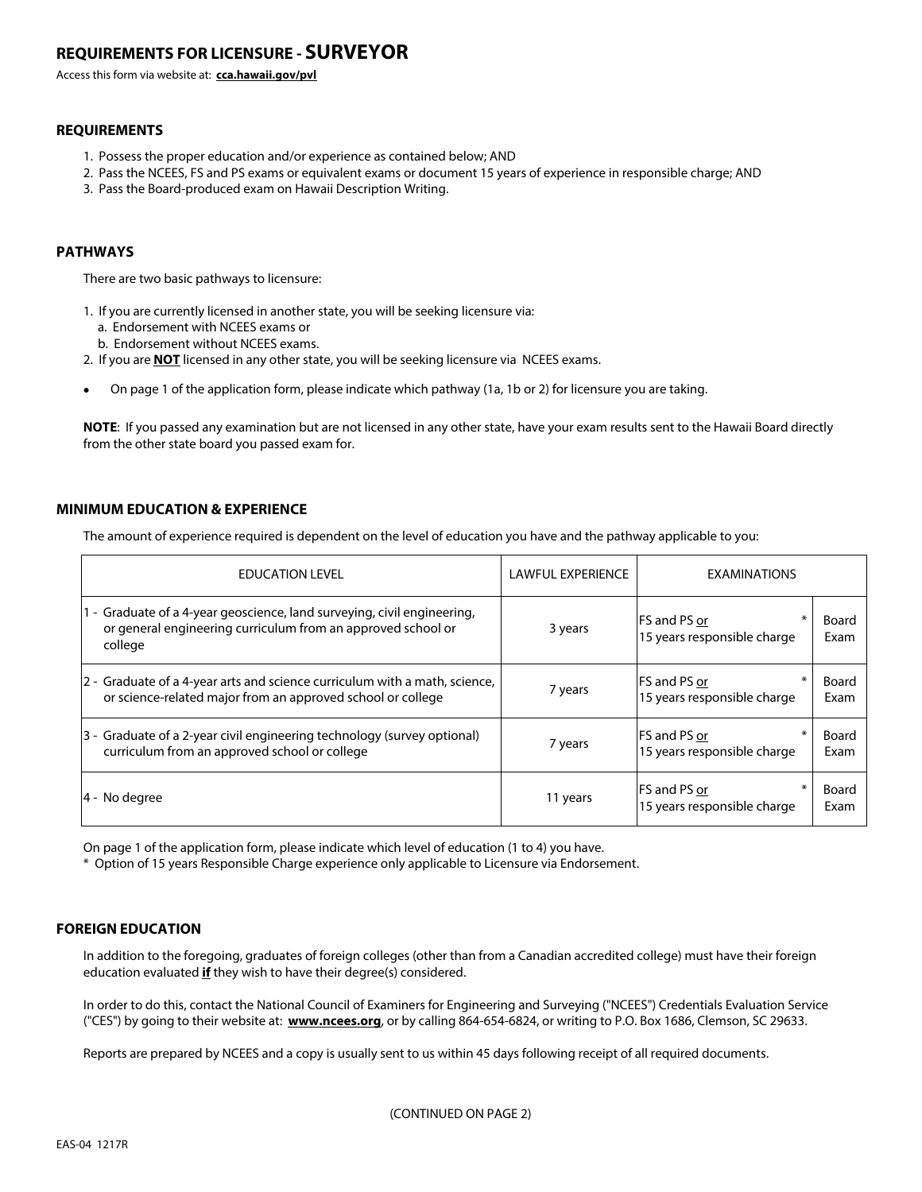# REQUIREMENTS FOR LICENSURE - SURVEYOR

Access this form via website at: **cca.hawaii.gov/pvl**

## REQUIREMENTS

1. Possess the proper education and/or experience as contained below; AND
2. Pass the NCEES, FS and PS exams or equivalent exams or document 15 years of experience in responsible charge; AND
3. Pass the Board-produced exam on Hawaii Description Writing.

## PATHWAYS

There are two basic pathways to licensure:

1. If you are currently licensed in another state, you will be seeking licensure via:
   a. Endorsement with NCEES exams or
   b. Endorsement without NCEES exams.
2. If you are **NOT** licensed in any other state, you will be seeking licensure via NCEES exams.

- On page 1 of the application form, please indicate which pathway (1a, 1b or 2) for licensure you are taking.

**NOTE**: If you passed any examination but are not licensed in any other state, have your exam results sent to the Hawaii Board directly from the other state board you passed exam for.

## MINIMUM EDUCATION & EXPERIENCE

The amount of experience required is dependent on the level of education you have and the pathway applicable to you:

| EDUCATION LEVEL | LAWFUL EXPERIENCE | EXAMINATIONS | |
|---|---|---|---|
| 1 - Graduate of a 4-year geoscience, land surveying, civil engineering, or general engineering curriculum from an approved school or college | 3 years | FS and PS or 15 years responsible charge * | Board Exam |
| 2 - Graduate of a 4-year arts and science curriculum with a math, science, or science-related major from an approved school or college | 7 years | FS and PS or 15 years responsible charge * | Board Exam |
| 3 - Graduate of a 2-year civil engineering technology (survey optional) curriculum from an approved school or college | 7 years | FS and PS or 15 years responsible charge * | Board Exam |
| 4 - No degree | 11 years | FS and PS or 15 years responsible charge * | Board Exam |

On page 1 of the application form, please indicate which level of education (1 to 4) you have.

* Option of 15 years Responsible Charge experience only applicable to Licensure via Endorsement.

## FOREIGN EDUCATION

In addition to the foregoing, graduates of foreign colleges (other than from a Canadian accredited college) must have their foreign education evaluated **if** they wish to have their degree(s) considered.

In order to do this, contact the National Council of Examiners for Engineering and Surveying ("NCEES") Credentials Evaluation Service ("CES") by going to their website at: **www.ncees.org**, or by calling 864-654-6824, or writing to P.O. Box 1686, Clemson, SC 29633.

Reports are prepared by NCEES and a copy is usually sent to us within 45 days following receipt of all required documents.

(CONTINUED ON PAGE 2)

EAS-04 1217R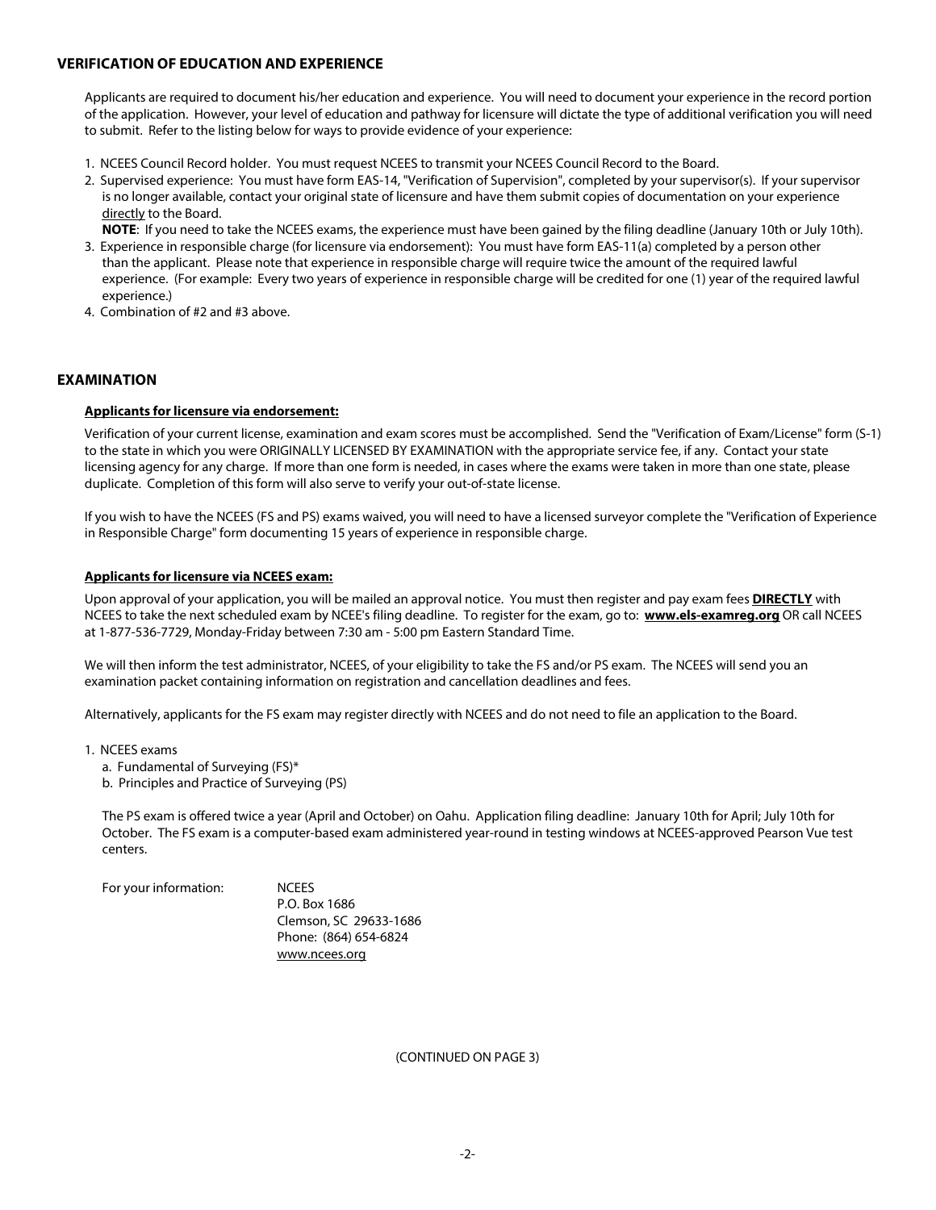## VERIFICATION OF EDUCATION AND EXPERIENCE

Applicants are required to document his/her education and experience. You will need to document your experience in the record portion of the application. However, your level of education and pathway for licensure will dictate the type of additional verification you will need to submit. Refer to the listing below for ways to provide evidence of your experience:

1. NCEES Council Record holder. You must request NCEES to transmit your NCEES Council Record to the Board.
2. Supervised experience: You must have form EAS-14, "Verification of Supervision", completed by your supervisor(s). If your supervisor is no longer available, contact your original state of licensure and have them submit copies of documentation on your experience <u>directly</u> to the Board.
   **NOTE**: If you need to take the NCEES exams, the experience must have been gained by the filing deadline (January 10th or July 10th).
3. Experience in responsible charge (for licensure via endorsement): You must have form EAS-11(a) completed by a person other than the applicant. Please note that experience in responsible charge will require twice the amount of the required lawful experience. (For example: Every two years of experience in responsible charge will be credited for one (1) year of the required lawful experience.)
4. Combination of #2 and #3 above.

## EXAMINATION

**<u>Applicants for licensure via endorsement:</u>**

Verification of your current license, examination and exam scores must be accomplished. Send the "Verification of Exam/License" form (S-1) to the state in which you were ORIGINALLY LICENSED BY EXAMINATION with the appropriate service fee, if any. Contact your state licensing agency for any charge. If more than one form is needed, in cases where the exams were taken in more than one state, please duplicate. Completion of this form will also serve to verify your out-of-state license.

If you wish to have the NCEES (FS and PS) exams waived, you will need to have a licensed surveyor complete the "Verification of Experience in Responsible Charge" form documenting 15 years of experience in responsible charge.

**<u>Applicants for licensure via NCEES exam:</u>**

Upon approval of your application, you will be mailed an approval notice. You must then register and pay exam fees **<u>DIRECTLY</u>** with NCEES to take the next scheduled exam by NCEE's filing deadline. To register for the exam, go to: **<u>www.els-examreg.org</u>** OR call NCEES at 1-877-536-7729, Monday-Friday between 7:30 am - 5:00 pm Eastern Standard Time.

We will then inform the test administrator, NCEES, of your eligibility to take the FS and/or PS exam. The NCEES will send you an examination packet containing information on registration and cancellation deadlines and fees.

Alternatively, applicants for the FS exam may register directly with NCEES and do not need to file an application to the Board.

1. NCEES exams
   a. Fundamental of Surveying (FS)*
   b. Principles and Practice of Surveying (PS)

   The PS exam is offered twice a year (April and October) on Oahu. Application filing deadline: January 10th for April; July 10th for October. The FS exam is a computer-based exam administered year-round in testing windows at NCEES-approved Pearson Vue test centers.

   For your information:
   NCEES
   P.O. Box 1686
   Clemson, SC 29633-1686
   Phone: (864) 654-6824
   <u>www.ncees.org</u>

(CONTINUED ON PAGE 3)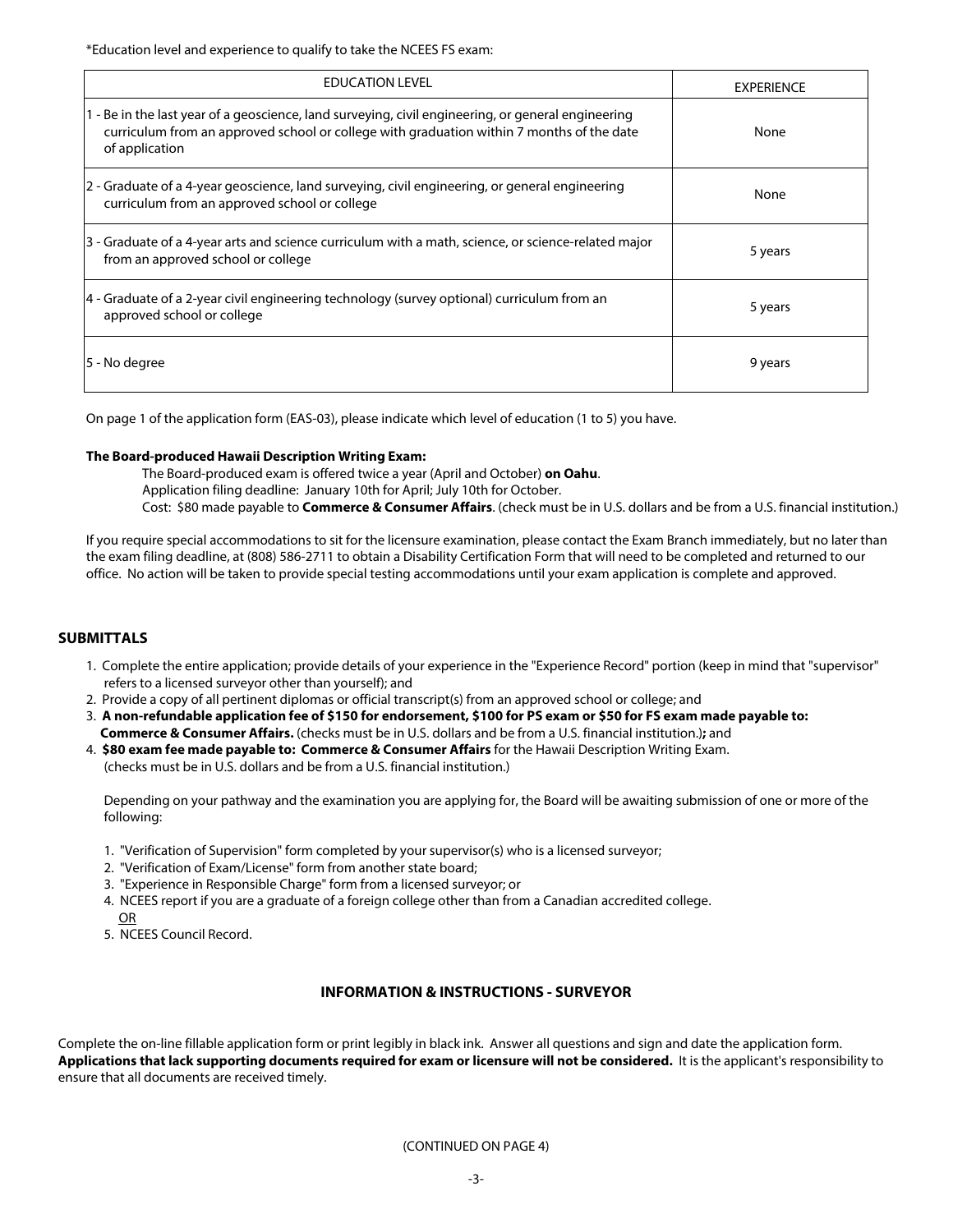*Education level and experience to qualify to take the NCEES FS exam:

| EDUCATION LEVEL | EXPERIENCE |
| --- | --- |
| 1 - Be in the last year of a geoscience, land surveying, civil engineering, or general engineering curriculum from an approved school or college with graduation within 7 months of the date of application | None |
| 2 - Graduate of a 4-year geoscience, land surveying, civil engineering, or general engineering curriculum from an approved school or college | None |
| 3 - Graduate of a 4-year arts and science curriculum with a math, science, or science-related major from an approved school or college | 5 years |
| 4 - Graduate of a 2-year civil engineering technology (survey optional) curriculum from an approved school or college | 5 years |
| 5 - No degree | 9 years |

On page 1 of the application form (EAS-03), please indicate which level of education (1 to 5) you have.

**The Board-produced Hawaii Description Writing Exam:**

The Board-produced exam is offered twice a year (April and October) **on Oahu**.
Application filing deadline: January 10th for April; July 10th for October.
Cost: $80 made payable to **Commerce & Consumer Affairs**. (check must be in U.S. dollars and be from a U.S. financial institution.)

If you require special accommodations to sit for the licensure examination, please contact the Exam Branch immediately, but no later than the exam filing deadline, at (808) 586-2711 to obtain a Disability Certification Form that will need to be completed and returned to our office. No action will be taken to provide special testing accommodations until your exam application is complete and approved.

## SUBMITTALS

1. Complete the entire application; provide details of your experience in the "Experience Record" portion (keep in mind that "supervisor" refers to a licensed surveyor other than yourself); and
2. Provide a copy of all pertinent diplomas or official transcript(s) from an approved school or college; and
3. **A non-refundable application fee of $150 for endorsement, $100 for PS exam or $50 for FS exam made payable to: Commerce & Consumer Affairs.** (checks must be in U.S. dollars and be from a U.S. financial institution.)**;** and
4. **$80 exam fee made payable to: Commerce & Consumer Affairs** for the Hawaii Description Writing Exam. (checks must be in U.S. dollars and be from a U.S. financial institution.)

   Depending on your pathway and the examination you are applying for, the Board will be awaiting submission of one or more of the following:

1. "Verification of Supervision" form completed by your supervisor(s) who is a licensed surveyor;
2. "Verification of Exam/License" form from another state board;
3. "Experience in Responsible Charge" form from a licensed surveyor; or
4. NCEES report if you are a graduate of a foreign college other than from a Canadian accredited college.
   OR
5. NCEES Council Record.

## INFORMATION & INSTRUCTIONS - SURVEYOR

Complete the on-line fillable application form or print legibly in black ink. Answer all questions and sign and date the application form. **Applications that lack supporting documents required for exam or licensure will not be considered.** It is the applicant's responsibility to ensure that all documents are received timely.

(CONTINUED ON PAGE 4)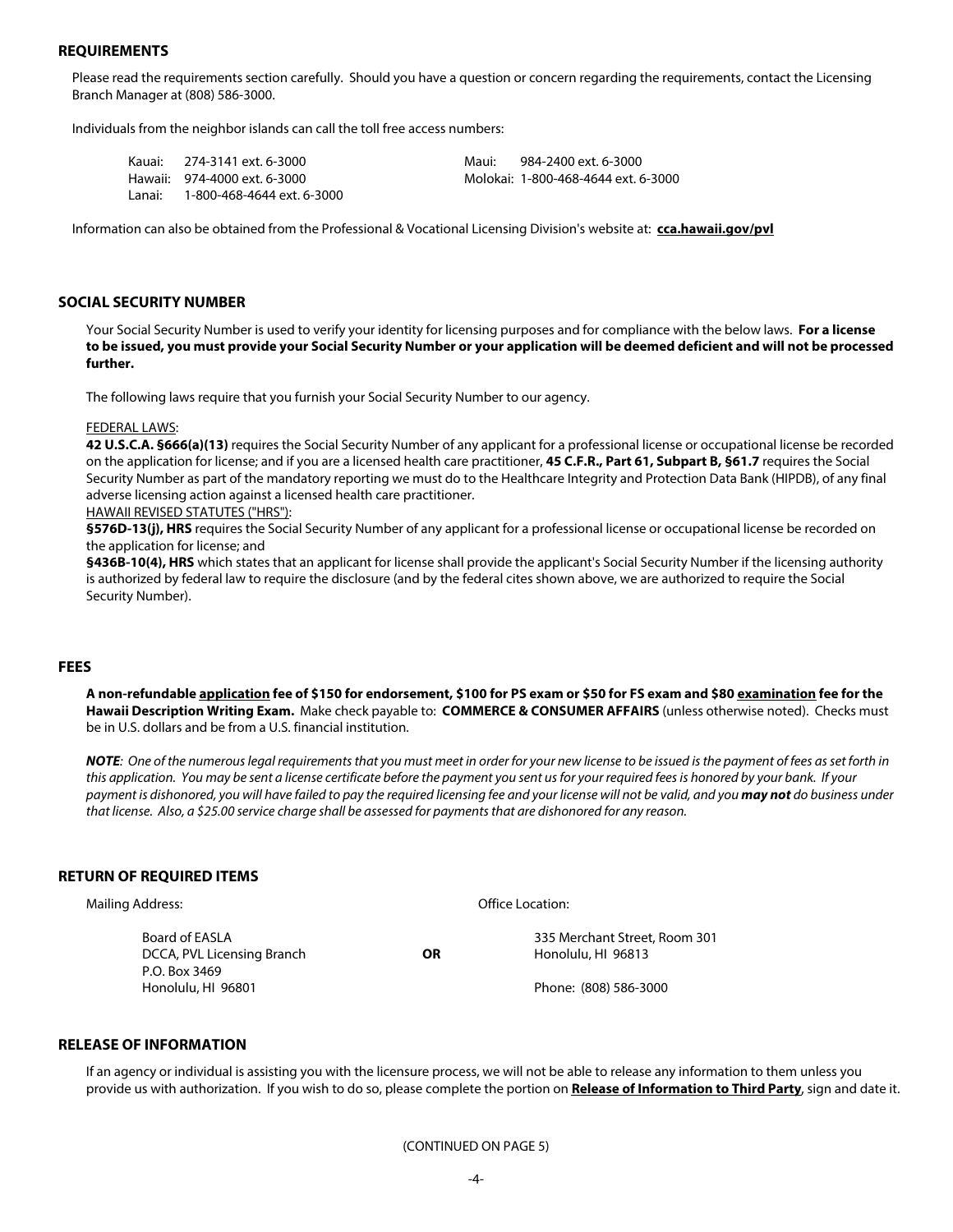## REQUIREMENTS

Please read the requirements section carefully. Should you have a question or concern regarding the requirements, contact the Licensing Branch Manager at (808) 586-3000.

Individuals from the neighbor islands can call the toll free access numbers:

Kauai: 274-3141 ext. 6-3000
Hawaii: 974-4000 ext. 6-3000
Lanai: 1-800-468-4644 ext. 6-3000
Maui: 984-2400 ext. 6-3000
Molokai: 1-800-468-4644 ext. 6-3000

Information can also be obtained from the Professional & Vocational Licensing Division's website at: **cca.hawaii.gov/pvl**

## SOCIAL SECURITY NUMBER

Your Social Security Number is used to verify your identity for licensing purposes and for compliance with the below laws. **For a license to be issued, you must provide your Social Security Number or your application will be deemed deficient and will not be processed further.**

The following laws require that you furnish your Social Security Number to our agency.

FEDERAL LAWS:
**42 U.S.C.A. §666(a)(13)** requires the Social Security Number of any applicant for a professional license or occupational license be recorded on the application for license; and if you are a licensed health care practitioner, **45 C.F.R., Part 61, Subpart B, §61.7** requires the Social Security Number as part of the mandatory reporting we must do to the Healthcare Integrity and Protection Data Bank (HIPDB), of any final adverse licensing action against a licensed health care practitioner.
HAWAII REVISED STATUTES ("HRS"):
**§576D-13(j), HRS** requires the Social Security Number of any applicant for a professional license or occupational license be recorded on the application for license; and
**§436B-10(4), HRS** which states that an applicant for license shall provide the applicant's Social Security Number if the licensing authority is authorized by federal law to require the disclosure (and by the federal cites shown above, we are authorized to require the Social Security Number).

## FEES

**A non-refundable application fee of $150 for endorsement, $100 for PS exam or $50 for FS exam and $80 examination fee for the Hawaii Description Writing Exam.** Make check payable to: **COMMERCE & CONSUMER AFFAIRS** (unless otherwise noted). Checks must be in U.S. dollars and be from a U.S. financial institution.

***NOTE**: One of the numerous legal requirements that you must meet in order for your new license to be issued is the payment of fees as set forth in this application. You may be sent a license certificate before the payment you sent us for your required fees is honored by your bank. If your payment is dishonored, you will have failed to pay the required licensing fee and your license will not be valid, and you **may not** do business under that license. Also, a $25.00 service charge shall be assessed for payments that are dishonored for any reason.*

## RETURN OF REQUIRED ITEMS

Mailing Address:

Board of EASLA
DCCA, PVL Licensing Branch
P.O. Box 3469
Honolulu, HI 96801

**OR**

Office Location:

335 Merchant Street, Room 301
Honolulu, HI 96813

Phone: (808) 586-3000

## RELEASE OF INFORMATION

If an agency or individual is assisting you with the licensure process, we will not be able to release any information to them unless you provide us with authorization. If you wish to do so, please complete the portion on **Release of Information to Third Party**, sign and date it.

(CONTINUED ON PAGE 5)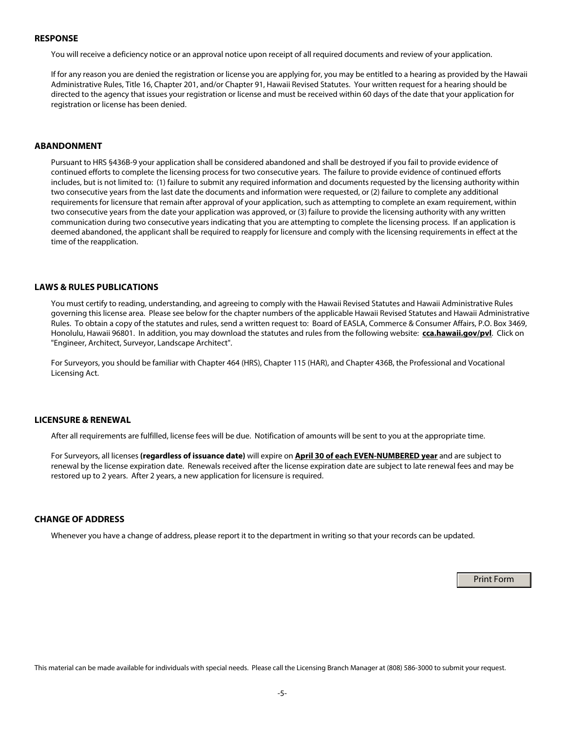## RESPONSE

You will receive a deficiency notice or an approval notice upon receipt of all required documents and review of your application.

If for any reason you are denied the registration or license you are applying for, you may be entitled to a hearing as provided by the Hawaii Administrative Rules, Title 16, Chapter 201, and/or Chapter 91, Hawaii Revised Statutes. Your written request for a hearing should be directed to the agency that issues your registration or license and must be received within 60 days of the date that your application for registration or license has been denied.

## ABANDONMENT

Pursuant to HRS §436B-9 your application shall be considered abandoned and shall be destroyed if you fail to provide evidence of continued efforts to complete the licensing process for two consecutive years. The failure to provide evidence of continued efforts includes, but is not limited to: (1) failure to submit any required information and documents requested by the licensing authority within two consecutive years from the last date the documents and information were requested, or (2) failure to complete any additional requirements for licensure that remain after approval of your application, such as attempting to complete an exam requirement, within two consecutive years from the date your application was approved, or (3) failure to provide the licensing authority with any written communication during two consecutive years indicating that you are attempting to complete the licensing process. If an application is deemed abandoned, the applicant shall be required to reapply for licensure and comply with the licensing requirements in effect at the time of the reapplication.

## LAWS & RULES PUBLICATIONS

You must certify to reading, understanding, and agreeing to comply with the Hawaii Revised Statutes and Hawaii Administrative Rules governing this license area. Please see below for the chapter numbers of the applicable Hawaii Revised Statutes and Hawaii Administrative Rules. To obtain a copy of the statutes and rules, send a written request to: Board of EASLA, Commerce & Consumer Affairs, P.O. Box 3469, Honolulu, Hawaii 96801. In addition, you may download the statutes and rules from the following website: **cca.hawaii.gov/pvl**. Click on "Engineer, Architect, Surveyor, Landscape Architect".

For Surveyors, you should be familiar with Chapter 464 (HRS), Chapter 115 (HAR), and Chapter 436B, the Professional and Vocational Licensing Act.

## LICENSURE & RENEWAL

After all requirements are fulfilled, license fees will be due. Notification of amounts will be sent to you at the appropriate time.

For Surveyors, all licenses **(regardless of issuance date)** will expire on **April 30 of each EVEN-NUMBERED year** and are subject to renewal by the license expiration date. Renewals received after the license expiration date are subject to late renewal fees and may be restored up to 2 years. After 2 years, a new application for licensure is required.

## CHANGE OF ADDRESS

Whenever you have a change of address, please report it to the department in writing so that your records can be updated.

This material can be made available for individuals with special needs. Please call the Licensing Branch Manager at (808) 586-3000 to submit your request.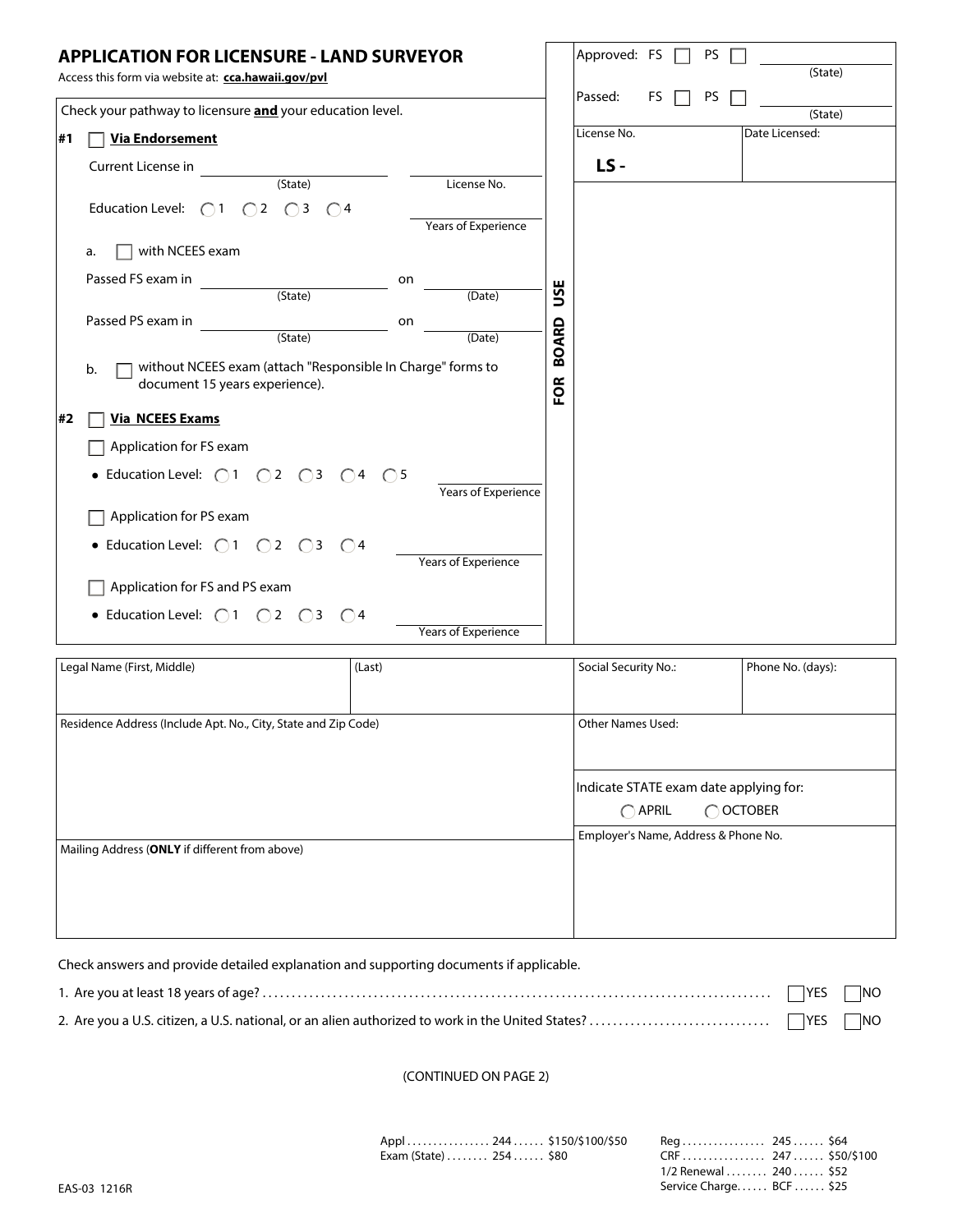# APPLICATION FOR LICENSURE - LAND SURVEYOR

Access this form via website at: **cca.hawaii.gov/pvl**

Check your pathway to licensure **and** your education level.

**#1** ☐ **Via Endorsement**

Current License in ______________ (State) ______________ License No.

Education Level: ◯ 1 ◯ 2 ◯ 3 ◯ 4 ______________ Years of Experience

a. ☐ with NCEES exam

Passed FS exam in ______________ (State) on ______________ (Date)

Passed PS exam in ______________ (State) on ______________ (Date)

b. ☐ without NCEES exam (attach "Responsible In Charge" forms to document 15 years experience).

**#2** ☐ **Via NCEES Exams**

☐ Application for FS exam

- Education Level: ◯ 1 ◯ 2 ◯ 3 ◯ 4 ◯ 5 ______________ Years of Experience

☐ Application for PS exam

- Education Level: ◯ 1 ◯ 2 ◯ 3 ◯ 4 ______________ Years of Experience

☐ Application for FS and PS exam

- Education Level: ◯ 1 ◯ 2 ◯ 3 ◯ 4 ______________ Years of Experience

**FOR BOARD USE**

| Approved: FS ☐ PS ☐ ______________ (State) | |
|---|---|
| Passed: FS ☐ PS ☐ ______________ (State) | |
| License No. **LS -** | Date Licensed: |

| Legal Name (First, Middle) | (Last) | Social Security No.: | Phone No. (days): |
|---|---|---|---|
| Residence Address (Include Apt. No., City, State and Zip Code) | | Other Names Used: | |
| | | Indicate STATE exam date applying for: ◯ APRIL ◯ OCTOBER | |
| Mailing Address (**ONLY** if different from above) | | Employer's Name, Address & Phone No. | |

Check answers and provide detailed explanation and supporting documents if applicable.

1. Are you at least 18 years of age? ☐ YES ☐ NO
2. Are you a U.S. citizen, a U.S. national, or an alien authorized to work in the United States? ☐ YES ☐ NO

(CONTINUED ON PAGE 2)

Appl ................ 244 ...... $150/$100/$50
Exam (State) ........ 254 ...... $80

Reg ................ 245 ...... $64
CRF ................ 247 ...... $50/$100
1/2 Renewal ........ 240 ...... $52
Service Charge...... BCF ...... $25

EAS-03 1216R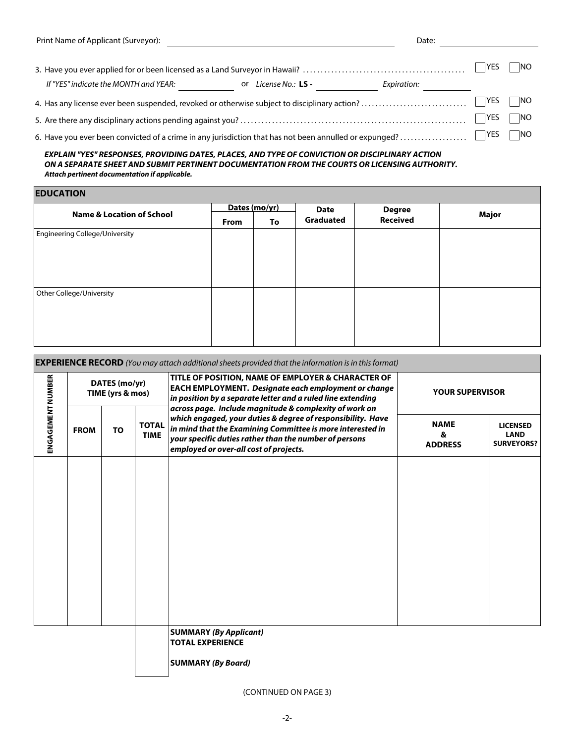Print Name of Applicant (Surveyor): ______________________________ Date: ____________

3. Have you ever applied for or been licensed as a Land Surveyor in Hawaii? ☐ YES ☐ NO

   *If "YES" indicate the MONTH and YEAR:* __________ or *License No.:* **LS -** __________ *Expiration:* __________

4. Has any license ever been suspended, revoked or otherwise subject to disciplinary action? ☐ YES ☐ NO

5. Are there any disciplinary actions pending against you? ☐ YES ☐ NO

6. Have you ever been convicted of a crime in any jurisdiction that has not been annulled or expunged? ☐ YES ☐ NO

***EXPLAIN "YES" RESPONSES, PROVIDING DATES, PLACES, AND TYPE OF CONVICTION OR DISCIPLINARY ACTION ON A SEPARATE SHEET AND SUBMIT PERTINENT DOCUMENTATION FROM THE COURTS OR LICENSING AUTHORITY.***
***Attach pertinent documentation if applicable.***

## EDUCATION

| Name & Location of School | Dates (mo/yr) | | Date Graduated | Degree Received | Major |
|---|---|---|---|---|---|
| | From | To | | | |
| Engineering College/University | | | | | |
| Other College/University | | | | | |

## EXPERIENCE RECORD *(You may attach additional sheets provided that the information is in this format)*

| ENGAGEMENT NUMBER | DATES (mo/yr) TIME (yrs & mos) | | | TITLE OF POSITION, NAME OF EMPLOYER & CHARACTER OF EACH EMPLOYMENT. *Designate each employment or change in position by a separate letter and a ruled line extending across page. Include magnitude & complexity of work on which engaged, your duties & degree of responsibility. Have in mind that the Examining Committee is more interested in your specific duties rather than the number of persons employed or over-all cost of projects.* | YOUR SUPERVISOR | |
|---|---|---|---|---|---|---|
| | FROM | TO | TOTAL TIME | | NAME & ADDRESS | LICENSED LAND SURVEYORS? |
| | | | | | | |
| | | | | **SUMMARY *(By Applicant)*** **TOTAL EXPERIENCE** | | |
| | | | | **SUMMARY *(By Board)*** | | |

(CONTINUED ON PAGE 3)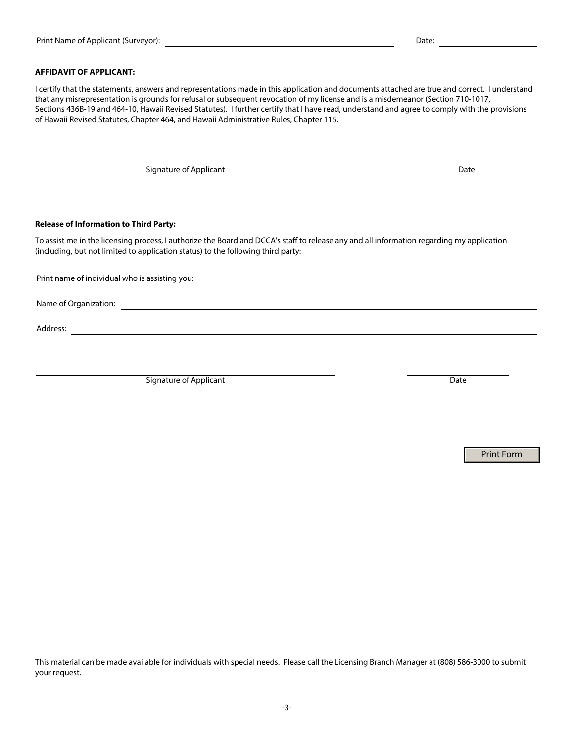Print Name of Applicant (Surveyor): ______________________________ Date: ______________

**AFFIDAVIT OF APPLICANT:**

I certify that the statements, answers and representations made in this application and documents attached are true and correct. I understand that any misrepresentation is grounds for refusal or subsequent revocation of my license and is a misdemeanor (Section 710-1017, Sections 436B-19 and 464-10, Hawaii Revised Statutes). I further certify that I have read, understand and agree to comply with the provisions of Hawaii Revised Statutes, Chapter 464, and Hawaii Administrative Rules, Chapter 115.

______________________________ ______________
Signature of Applicant Date

**Release of Information to Third Party:**

To assist me in the licensing process, I authorize the Board and DCCA's staff to release any and all information regarding my application (including, but not limited to application status) to the following third party:

Print name of individual who is assisting you: ______________________________

Name of Organization: ______________________________

Address: ______________________________

______________________________ ______________
Signature of Applicant Date

Print Form

This material can be made available for individuals with special needs. Please call the Licensing Branch Manager at (808) 586-3000 to submit your request.